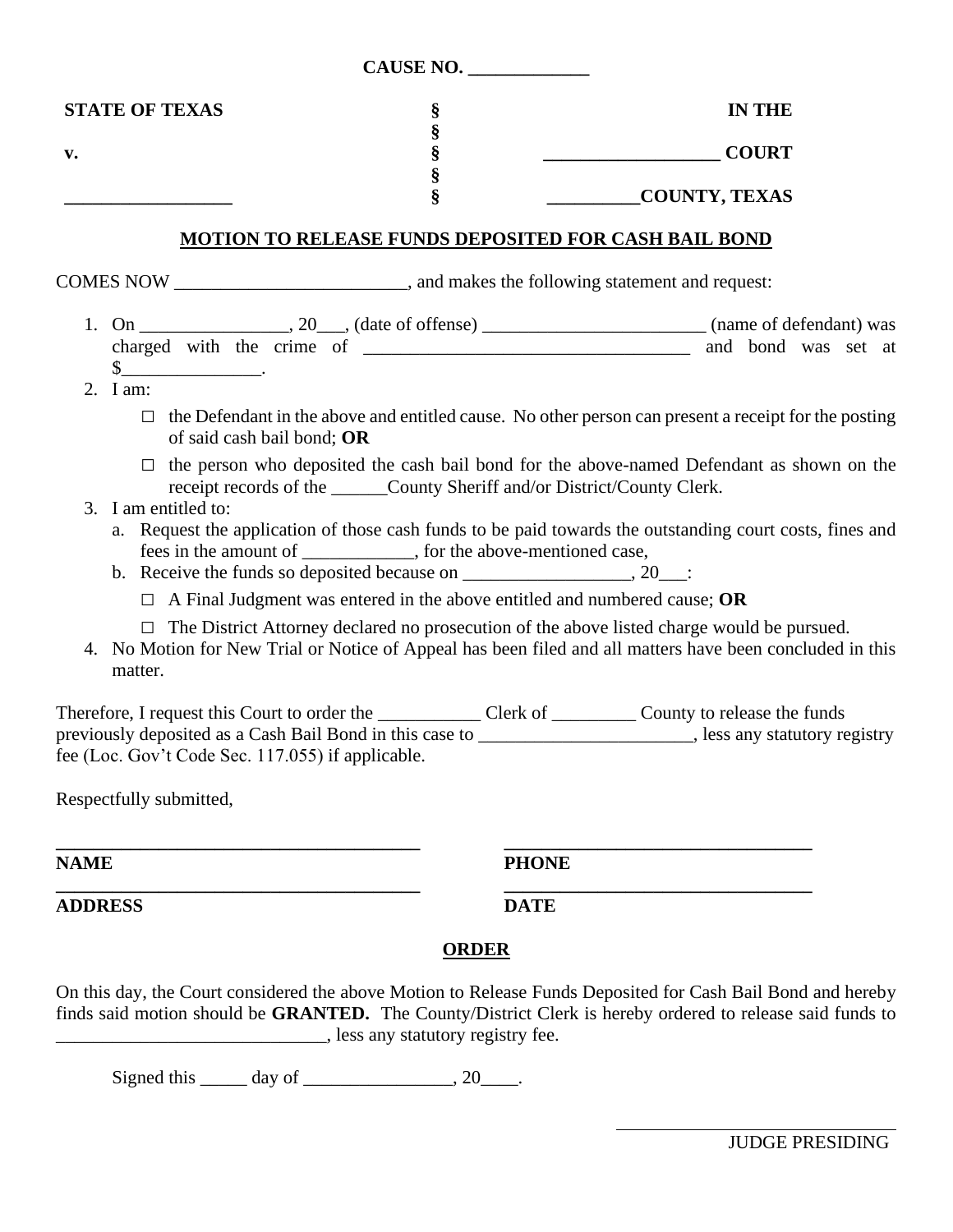**CAUSE NO. _____________**

| | | |
|---|---|---|
| **STATE OF TEXAS** | **§** | **IN THE** |
| | **§** | |
| **v.** | **§** | **__________________ COURT** |
| | **§** | |
| **__________________** | **§** | **__________COUNTY, TEXAS** |

## MOTION TO RELEASE FUNDS DEPOSITED FOR CASH BAIL BOND

COMES NOW _________________________, and makes the following statement and request:

1. On ________________, 20___, (date of offense) ________________________ (name of defendant) was charged with the crime of ___________________________________ and bond was set at $_______________.
2. I am:
   - ☐ the Defendant in the above and entitled cause. No other person can present a receipt for the posting of said cash bail bond; **OR**
   - ☐ the person who deposited the cash bail bond for the above-named Defendant as shown on the receipt records of the ______County Sheriff and/or District/County Clerk.
3. I am entitled to:
   a. Request the application of those cash funds to be paid towards the outstanding court costs, fines and fees in the amount of ____________, for the above-mentioned case,
   b. Receive the funds so deposited because on __________________, 20___:
      - ☐ A Final Judgment was entered in the above entitled and numbered cause; **OR**
      - ☐ The District Attorney declared no prosecution of the above listed charge would be pursued.
4. No Motion for New Trial or Notice of Appeal has been filed and all matters have been concluded in this matter.

Therefore, I request this Court to order the ___________ Clerk of _________ County to release the funds previously deposited as a Cash Bail Bond in this case to _______________________, less any statutory registry fee (Loc. Gov't Code Sec. 117.055) if applicable.

Respectfully submitted,

| | |
|---|---|
| ________________________________________ | __________________________________ |
| **NAME** | **PHONE** |
| ________________________________________ | __________________________________ |
| **ADDRESS** | **DATE** |

## ORDER

On this day, the Court considered the above Motion to Release Funds Deposited for Cash Bail Bond and hereby finds said motion should be **GRANTED.** The County/District Clerk is hereby ordered to release said funds to ____________________________, less any statutory registry fee.

Signed this _____ day of ________________, 20____.

________________________________
JUDGE PRESIDING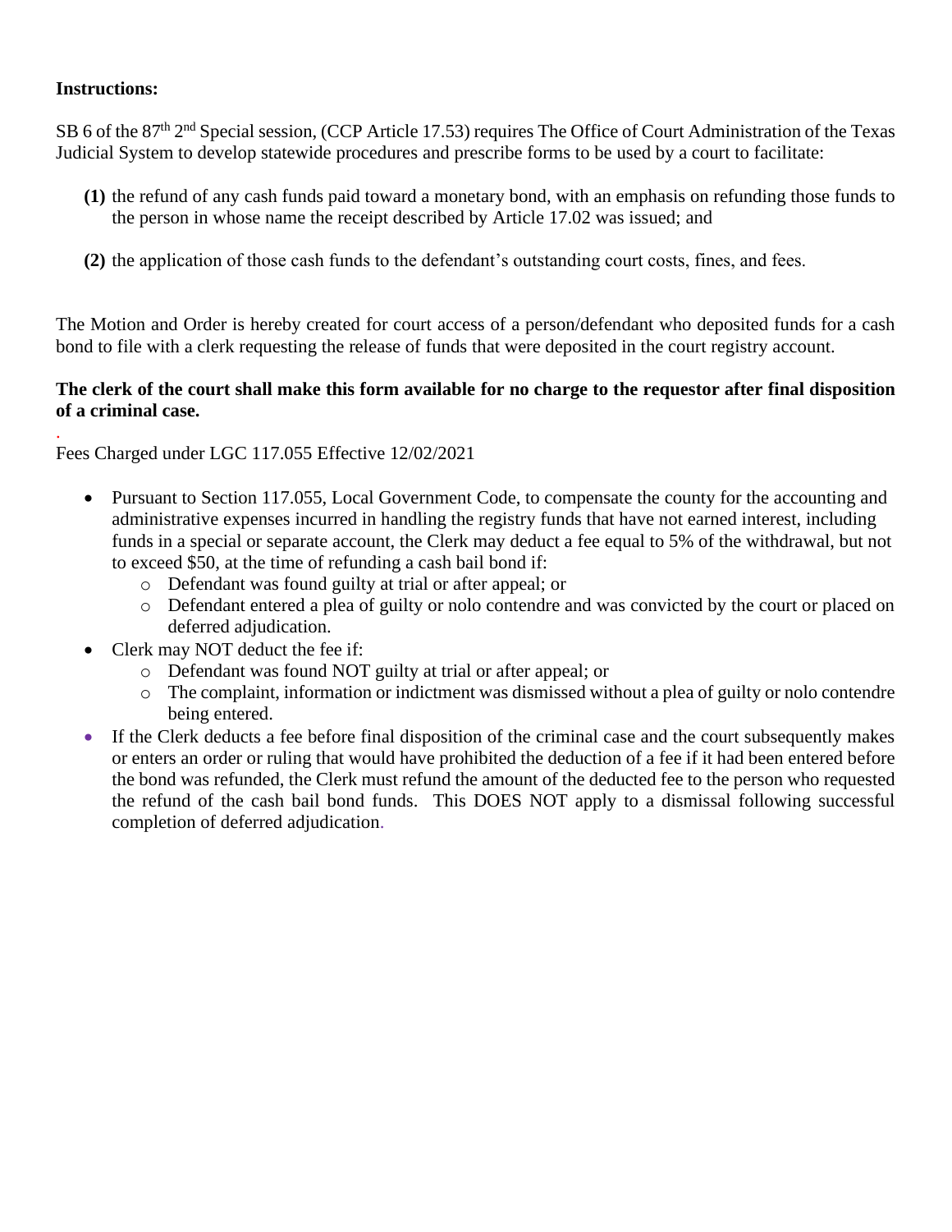**Instructions:**

SB 6 of the 87th 2nd Special session, (CCP Article 17.53) requires The Office of Court Administration of the Texas Judicial System to develop statewide procedures and prescribe forms to be used by a court to facilitate:

**(1)** the refund of any cash funds paid toward a monetary bond, with an emphasis on refunding those funds to the person in whose name the receipt described by Article 17.02 was issued; and

**(2)** the application of those cash funds to the defendant's outstanding court costs, fines, and fees.

The Motion and Order is hereby created for court access of a person/defendant who deposited funds for a cash bond to file with a clerk requesting the release of funds that were deposited in the court registry account.

**The clerk of the court shall make this form available for no charge to the requestor after final disposition of a criminal case.**

.

Fees Charged under LGC 117.055 Effective 12/02/2021

- Pursuant to Section 117.055, Local Government Code, to compensate the county for the accounting and administrative expenses incurred in handling the registry funds that have not earned interest, including funds in a special or separate account, the Clerk may deduct a fee equal to 5% of the withdrawal, but not to exceed $50, at the time of refunding a cash bail bond if:
  - Defendant was found guilty at trial or after appeal; or
  - Defendant entered a plea of guilty or nolo contendre and was convicted by the court or placed on deferred adjudication.
- Clerk may NOT deduct the fee if:
  - Defendant was found NOT guilty at trial or after appeal; or
  - The complaint, information or indictment was dismissed without a plea of guilty or nolo contendre being entered.
- If the Clerk deducts a fee before final disposition of the criminal case and the court subsequently makes or enters an order or ruling that would have prohibited the deduction of a fee if it had been entered before the bond was refunded, the Clerk must refund the amount of the deducted fee to the person who requested the refund of the cash bail bond funds. This DOES NOT apply to a dismissal following successful completion of deferred adjudication.